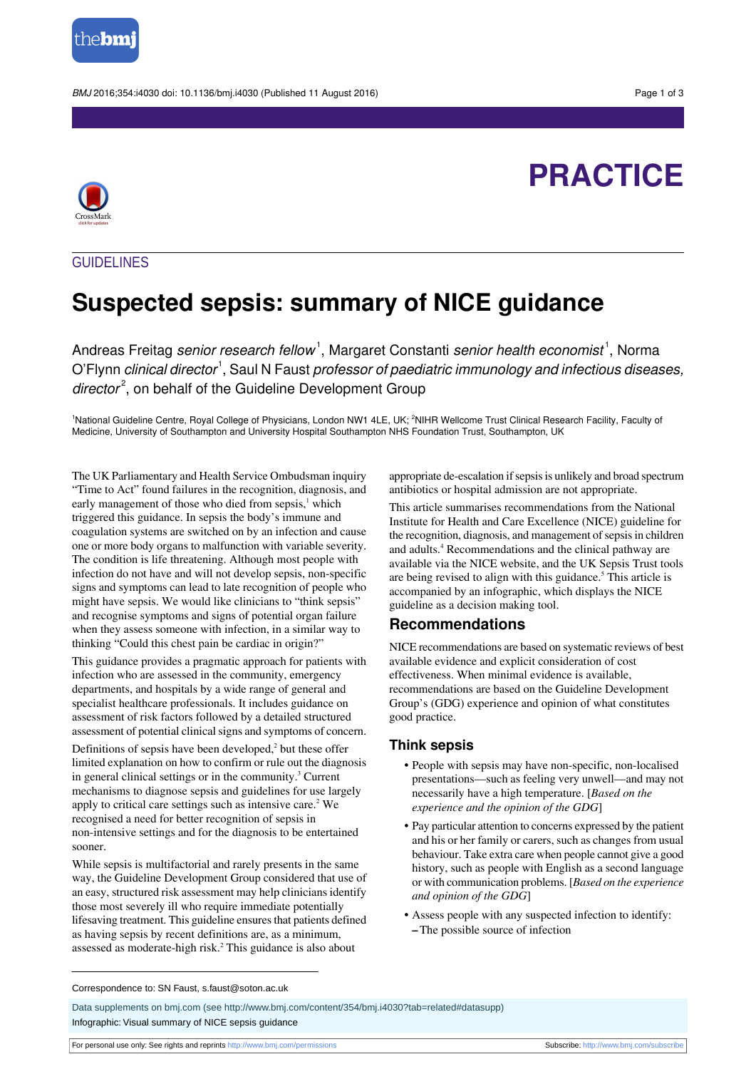PRACTICE

GUIDELINES

# Suspected sepsis: summary of NICE guidance

Andreas Freitag *senior research fellow*[1], Margaret Constanti *senior health economist*[1], Norma O'Flynn *clinical director*[1], Saul N Faust *professor of paediatric immunology and infectious diseases, director*[2], on behalf of the Guideline Development Group

[1]National Guideline Centre, Royal College of Physicians, London NW1 4LE, UK; [2]NIHR Wellcome Trust Clinical Research Facility, Faculty of Medicine, University of Southampton and University Hospital Southampton NHS Foundation Trust, Southampton, UK

The UK Parliamentary and Health Service Ombudsman inquiry "Time to Act" found failures in the recognition, diagnosis, and early management of those who died from sepsis,[1] which triggered this guidance. In sepsis the body's immune and coagulation systems are switched on by an infection and cause one or more body organs to malfunction with variable severity. The condition is life threatening. Although most people with infection do not have and will not develop sepsis, non-specific signs and symptoms can lead to late recognition of people who might have sepsis. We would like clinicians to "think sepsis" and recognise symptoms and signs of potential organ failure when they assess someone with infection, in a similar way to thinking "Could this chest pain be cardiac in origin?"

This guidance provides a pragmatic approach for patients with infection who are assessed in the community, emergency departments, and hospitals by a wide range of general and specialist healthcare professionals. It includes guidance on assessment of risk factors followed by a detailed structured assessment of potential clinical signs and symptoms of concern.

Definitions of sepsis have been developed,[2] but these offer limited explanation on how to confirm or rule out the diagnosis in general clinical settings or in the community.[3] Current mechanisms to diagnose sepsis and guidelines for use largely apply to critical care settings such as intensive care.[2] We recognised a need for better recognition of sepsis in non-intensive settings and for the diagnosis to be entertained sooner.

While sepsis is multifactorial and rarely presents in the same way, the Guideline Development Group considered that use of an easy, structured risk assessment may help clinicians identify those most severely ill who require immediate potentially lifesaving treatment. This guideline ensures that patients defined as having sepsis by recent definitions are, as a minimum, assessed as moderate-high risk.[2] This guidance is also about appropriate de-escalation if sepsis is unlikely and broad spectrum antibiotics or hospital admission are not appropriate.

This article summarises recommendations from the National Institute for Health and Care Excellence (NICE) guideline for the recognition, diagnosis, and management of sepsis in children and adults.[4] Recommendations and the clinical pathway are available via the NICE website, and the UK Sepsis Trust tools are being revised to align with this guidance.[5] This article is accompanied by an infographic, which displays the NICE guideline as a decision making tool.

## Recommendations

NICE recommendations are based on systematic reviews of best available evidence and explicit consideration of cost effectiveness. When minimal evidence is available, recommendations are based on the Guideline Development Group's (GDG) experience and opinion of what constitutes good practice.

### Think sepsis

- People with sepsis may have non-specific, non-localised presentations—such as feeling very unwell—and may not necessarily have a high temperature. [*Based on the experience and the opinion of the GDG*]
- Pay particular attention to concerns expressed by the patient and his or her family or carers, such as changes from usual behaviour. Take extra care when people cannot give a good history, such as people with English as a second language or with communication problems. [*Based on the experience and opinion of the GDG*]
- Assess people with any suspected infection to identify:
  - The possible source of infection

Correspondence to: SN Faust, s.faust@soton.ac.uk

Data supplements on bmj.com (see http://www.bmj.com/content/354/bmj.i4030?tab=related#datasupp)

Infographic: Visual summary of NICE sepsis guidance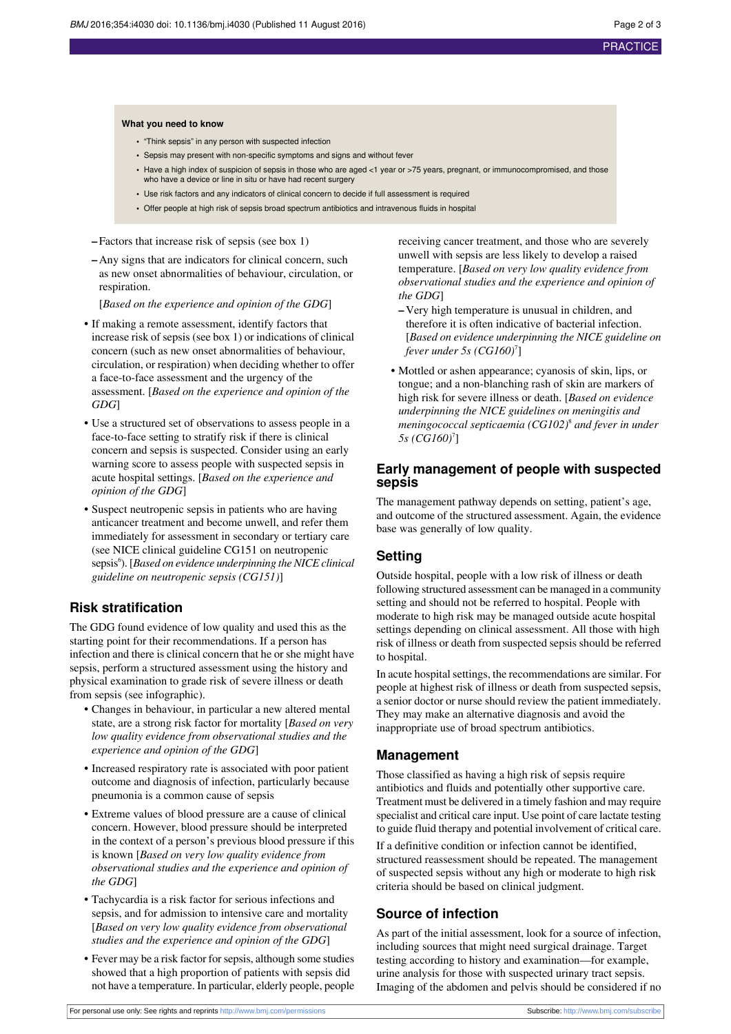**What you need to know**

- "Think sepsis" in any person with suspected infection
- Sepsis may present with non-specific symptoms and signs and without fever
- Have a high index of suspicion of sepsis in those who are aged <1 year or >75 years, pregnant, or immunocompromised, and those who have a device or line in situ or have had recent surgery
- Use risk factors and any indicators of clinical concern to decide if full assessment is required
- Offer people at high risk of sepsis broad spectrum antibiotics and intravenous fluids in hospital

  – Factors that increase risk of sepsis (see box 1)
  
  – Any signs that are indicators for clinical concern, such as new onset abnormalities of behaviour, circulation, or respiration.
  
  [*Based on the experience and opinion of the GDG*]

- If making a remote assessment, identify factors that increase risk of sepsis (see box 1) or indications of clinical concern (such as new onset abnormalities of behaviour, circulation, or respiration) when deciding whether to offer a face-to-face assessment and the urgency of the assessment. [*Based on the experience and opinion of the GDG*]
- Use a structured set of observations to assess people in a face-to-face setting to stratify risk if there is clinical concern and sepsis is suspected. Consider using an early warning score to assess people with suspected sepsis in acute hospital settings. [*Based on the experience and opinion of the GDG*]
- Suspect neutropenic sepsis in patients who are having anticancer treatment and become unwell, and refer them immediately for assessment in secondary or tertiary care (see NICE clinical guideline CG151 on neutropenic sepsis[6]). [*Based on evidence underpinning the NICE clinical guideline on neutropenic sepsis (CG151)*]

## Risk stratification

The GDG found evidence of low quality and used this as the starting point for their recommendations. If a person has infection and there is clinical concern that he or she might have sepsis, perform a structured assessment using the history and physical examination to grade risk of severe illness or death from sepsis (see infographic).

- Changes in behaviour, in particular a new altered mental state, are a strong risk factor for mortality [*Based on very low quality evidence from observational studies and the experience and opinion of the GDG*]
- Increased respiratory rate is associated with poor patient outcome and diagnosis of infection, particularly because pneumonia is a common cause of sepsis
- Extreme values of blood pressure are a cause of clinical concern. However, blood pressure should be interpreted in the context of a person's previous blood pressure if this is known [*Based on very low quality evidence from observational studies and the experience and opinion of the GDG*]
- Tachycardia is a risk factor for serious infections and sepsis, and for admission to intensive care and mortality [*Based on very low quality evidence from observational studies and the experience and opinion of the GDG*]
- Fever may be a risk factor for sepsis, although some studies showed that a high proportion of patients with sepsis did not have a temperature. In particular, elderly people, people receiving cancer treatment, and those who are severely unwell with sepsis are less likely to develop a raised temperature. [*Based on very low quality evidence from observational studies and the experience and opinion of the GDG*]

  – Very high temperature is unusual in children, and therefore it is often indicative of bacterial infection. [*Based on evidence underpinning the NICE guideline on fever under 5s (CG160)*[7]]

- Mottled or ashen appearance; cyanosis of skin, lips, or tongue; and a non-blanching rash of skin are markers of high risk for severe illness or death. [*Based on evidence underpinning the NICE guidelines on meningitis and meningococcal septicaemia (CG102)*[8] *and fever in under 5s (CG160)*[7]]

## Early management of people with suspected sepsis

The management pathway depends on setting, patient's age, and outcome of the structured assessment. Again, the evidence base was generally of low quality.

## Setting

Outside hospital, people with a low risk of illness or death following structured assessment can be managed in a community setting and should not be referred to hospital. People with moderate to high risk may be managed outside acute hospital settings depending on clinical assessment. All those with high risk of illness or death from suspected sepsis should be referred to hospital.

In acute hospital settings, the recommendations are similar. For people at highest risk of illness or death from suspected sepsis, a senior doctor or nurse should review the patient immediately. They may make an alternative diagnosis and avoid the inappropriate use of broad spectrum antibiotics.

## Management

Those classified as having a high risk of sepsis require antibiotics and fluids and potentially other supportive care. Treatment must be delivered in a timely fashion and may require specialist and critical care input. Use point of care lactate testing to guide fluid therapy and potential involvement of critical care.

If a definitive condition or infection cannot be identified, structured reassessment should be repeated. The management of suspected sepsis without any high or moderate to high risk criteria should be based on clinical judgment.

## Source of infection

As part of the initial assessment, look for a source of infection, including sources that might need surgical drainage. Target testing according to history and examination—for example, urine analysis for those with suspected urinary tract sepsis. Imaging of the abdomen and pelvis should be considered if no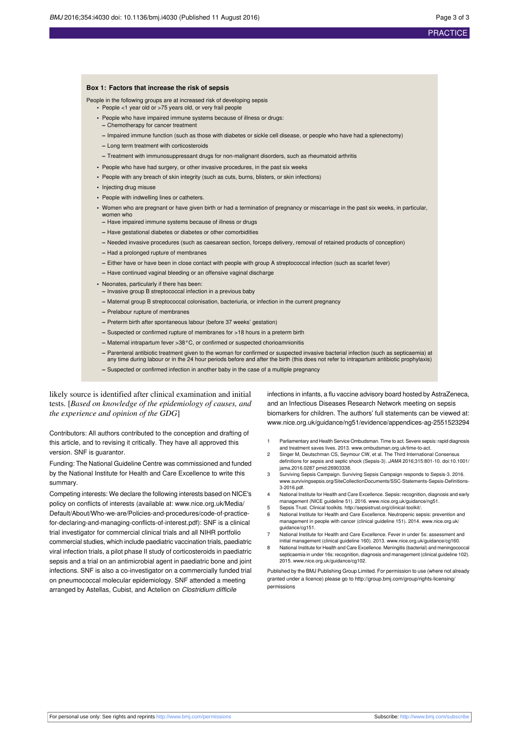**Box 1: Factors that increase the risk of sepsis**

People in the following groups are at increased risk of developing sepsis

- People <1 year old or >75 years old, or very frail people
- People who have impaired immune systems because of illness or drugs:
  - Chemotherapy for cancer treatment
  - Impaired immune function (such as those with diabetes or sickle cell disease, or people who have had a splenectomy)
  - Long term treatment with corticosteroids
  - Treatment with immunosuppressant drugs for non-malignant disorders, such as rheumatoid arthritis
- People who have had surgery, or other invasive procedures, in the past six weeks
- People with any breach of skin integrity (such as cuts, burns, blisters, or skin infections)
- Injecting drug misuse
- People with indwelling lines or catheters.
- Women who are pregnant or have given birth or had a termination of pregnancy or miscarriage in the past six weeks, in particular, women who
  - Have impaired immune systems because of illness or drugs
  - Have gestational diabetes or diabetes or other comorbidities
  - Needed invasive procedures (such as caesarean section, forceps delivery, removal of retained products of conception)
  - Had a prolonged rupture of membranes
  - Either have or have been in close contact with people with group A streptococcal infection (such as scarlet fever)
  - Have continued vaginal bleeding or an offensive vaginal discharge
- Neonates, particularly if there has been:
  - Invasive group B streptococcal infection in a previous baby
  - Maternal group B streptococcal colonisation, bacteriuria, or infection in the current pregnancy
  - Prelabour rupture of membranes
  - Preterm birth after spontaneous labour (before 37 weeks' gestation)
  - Suspected or confirmed rupture of membranes for >18 hours in a preterm birth
  - Maternal intrapartum fever >38°C, or confirmed or suspected chorioamnionitis
  - Parenteral antibiotic treatment given to the woman for confirmed or suspected invasive bacterial infection (such as septicaemia) at any time during labour or in the 24 hour periods before and after the birth (this does not refer to intrapartum antibiotic prophylaxis)
  - Suspected or confirmed infection in another baby in the case of a multiple pregnancy

likely source is identified after clinical examination and initial tests. [*Based on knowledge of the epidemiology of causes, and the experience and opinion of the GDG*]

Contributors: All authors contributed to the conception and drafting of this article, and to revising it critically. They have all approved this version. SNF is guarantor.

Funding: The National Guideline Centre was commissioned and funded by the National Institute for Health and Care Excellence to write this summary.

Competing interests: We declare the following interests based on NICE's policy on conflicts of interest (available at: www.nice.org.uk/Media/Default/About/Who-we-are/Policies-and-procedures/code-of-practice-for-declaring-and-managing-conflicts-of-interest.pdf): SNF is a clinical trial investigator for commercial clinical trials and all NIHR portfolio commercial studies, which include paediatric vaccination trials, paediatric viral infection trials, a pilot phase II study of corticosteroids in paediatric sepsis and a trial on an antimicrobial agent in paediatric bone and joint infections. SNF is also a co-investigator on a commercially funded trial on pneumococcal molecular epidemiology. SNF attended a meeting arranged by Astellas, Cubist, and Actelion on *Clostridium difficile* infections in infants, a flu vaccine advisory board hosted by AstraZeneca, and an Infectious Diseases Research Network meeting on sepsis biomarkers for children. The authors' full statements can be viewed at: www.nice.org.uk/guidance/ng51/evidence/appendices-ag-2551523294

1. Parliamentary and Health Service Ombudsman. Time to act. Severe sepsis: rapid diagnosis and treatment saves lives. 2013. www.ombudsman.org.uk/time-to-act.
2. Singer M, Deutschman CS, Seymour CW, et al. The Third International Consensus definitions for sepsis and septic shock (Sepsis-3). *JAMA* 2016;315:801-10. doi:10.1001/jama.2016.0287 pmid:26903338.
3. Surviving Sepsis Campaign. Surviving Sepsis Campaign responds to Sepsis-3. 2016. www.survivingsepsis.org/SiteCollectionDocuments/SSC-Statements-Sepsis-Definitions-3-2016.pdf.
4. National Institute for Health and Care Excellence. Sepsis: recognition, diagnosis and early management (NICE guideline 51). 2016. www.nice.org.uk/guidance/ng51.
5. Sepsis Trust. Clinical toolkits. http://sepsistrust.org/clinical-toolkit/.
6. National Institute for Health and Care Excellence. Neutropenic sepsis: prevention and management in people with cancer (clinical guideline 151). 2014. www.nice.org.uk/guidance/cg151.
7. National Institute for Health and Care Excellence. Fever in under 5s: assessment and initial management (clinical guideline 160). 2013. www.nice.org.uk/guidance/cg160.
8. National Institute for Health and Care Excellence. Meningitis (bacterial) and meningococcal septicaemia in under 16s: recognition, diagnosis and management (clinical guideline 102). 2015. www.nice.org.uk/guidance/cg102.

Published by the BMJ Publishing Group Limited. For permission to use (where not already granted under a licence) please go to http://group.bmj.com/group/rights-licensing/permissions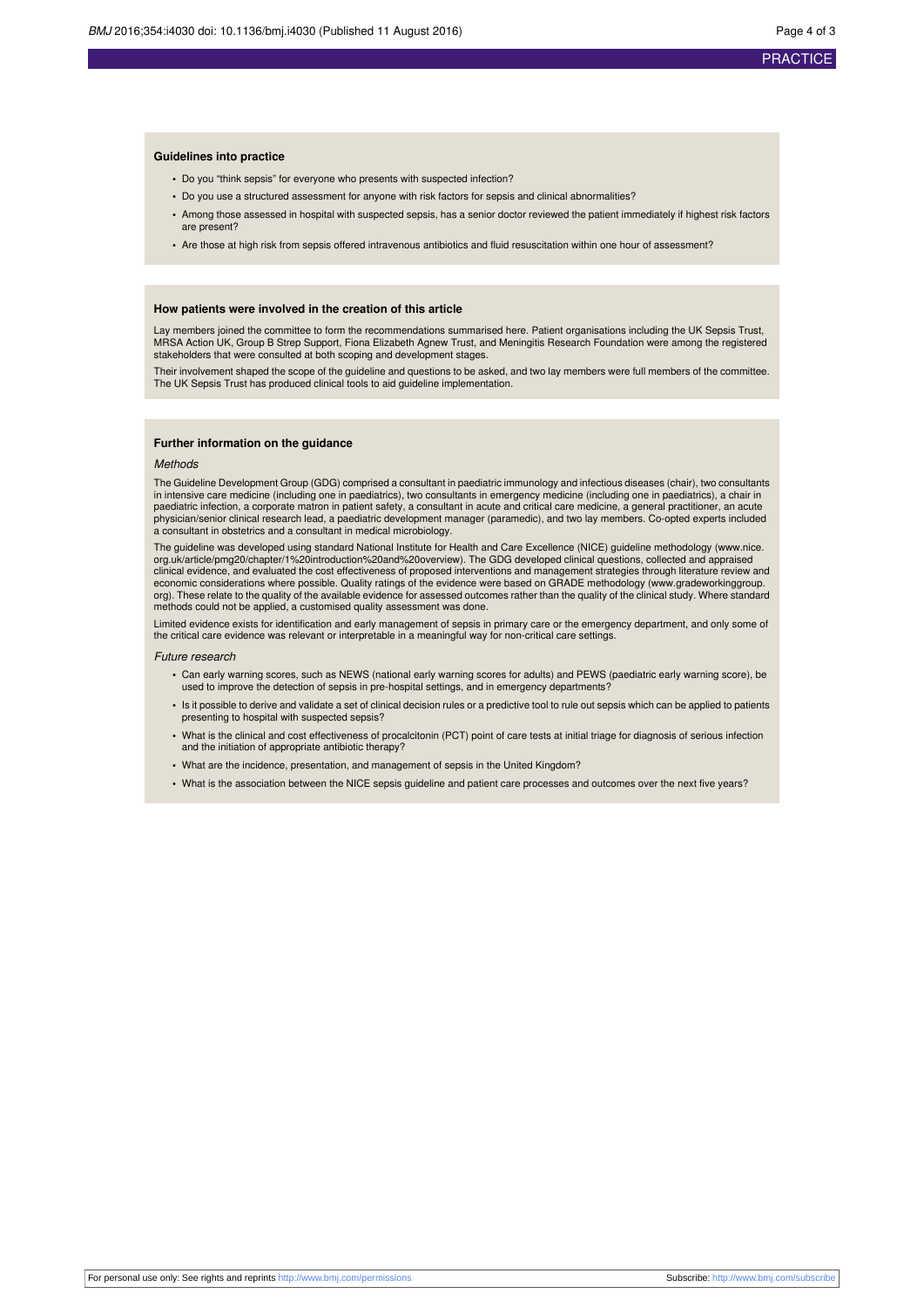### Guidelines into practice

- Do you "think sepsis" for everyone who presents with suspected infection?
- Do you use a structured assessment for anyone with risk factors for sepsis and clinical abnormalities?
- Among those assessed in hospital with suspected sepsis, has a senior doctor reviewed the patient immediately if highest risk factors are present?
- Are those at high risk from sepsis offered intravenous antibiotics and fluid resuscitation within one hour of assessment?

### How patients were involved in the creation of this article

Lay members joined the committee to form the recommendations summarised here. Patient organisations including the UK Sepsis Trust, MRSA Action UK, Group B Strep Support, Fiona Elizabeth Agnew Trust, and Meningitis Research Foundation were among the registered stakeholders that were consulted at both scoping and development stages.

Their involvement shaped the scope of the guideline and questions to be asked, and two lay members were full members of the committee. The UK Sepsis Trust has produced clinical tools to aid guideline implementation.

### Further information on the guidance

*Methods*

The Guideline Development Group (GDG) comprised a consultant in paediatric immunology and infectious diseases (chair), two consultants in intensive care medicine (including one in paediatrics), two consultants in emergency medicine (including one in paediatrics), a chair in paediatric infection, a corporate matron in patient safety, a consultant in acute and critical care medicine, a general practitioner, an acute physician/senior clinical research lead, a paediatric development manager (paramedic), and two lay members. Co-opted experts included a consultant in obstetrics and a consultant in medical microbiology.

The guideline was developed using standard National Institute for Health and Care Excellence (NICE) guideline methodology (www.nice.org.uk/article/pmg20/chapter/1%20introduction%20and%20overview). The GDG developed clinical questions, collected and appraised clinical evidence, and evaluated the cost effectiveness of proposed interventions and management strategies through literature review and economic considerations where possible. Quality ratings of the evidence were based on GRADE methodology (www.gradeworkinggroup.org). These relate to the quality of the available evidence for assessed outcomes rather than the quality of the clinical study. Where standard methods could not be applied, a customised quality assessment was done.

Limited evidence exists for identification and early management of sepsis in primary care or the emergency department, and only some of the critical care evidence was relevant or interpretable in a meaningful way for non-critical care settings.

*Future research*

- Can early warning scores, such as NEWS (national early warning scores for adults) and PEWS (paediatric early warning score), be used to improve the detection of sepsis in pre-hospital settings, and in emergency departments?
- Is it possible to derive and validate a set of clinical decision rules or a predictive tool to rule out sepsis which can be applied to patients presenting to hospital with suspected sepsis?
- What is the clinical and cost effectiveness of procalcitonin (PCT) point of care tests at initial triage for diagnosis of serious infection and the initiation of appropriate antibiotic therapy?
- What are the incidence, presentation, and management of sepsis in the United Kingdom?
- What is the association between the NICE sepsis guideline and patient care processes and outcomes over the next five years?